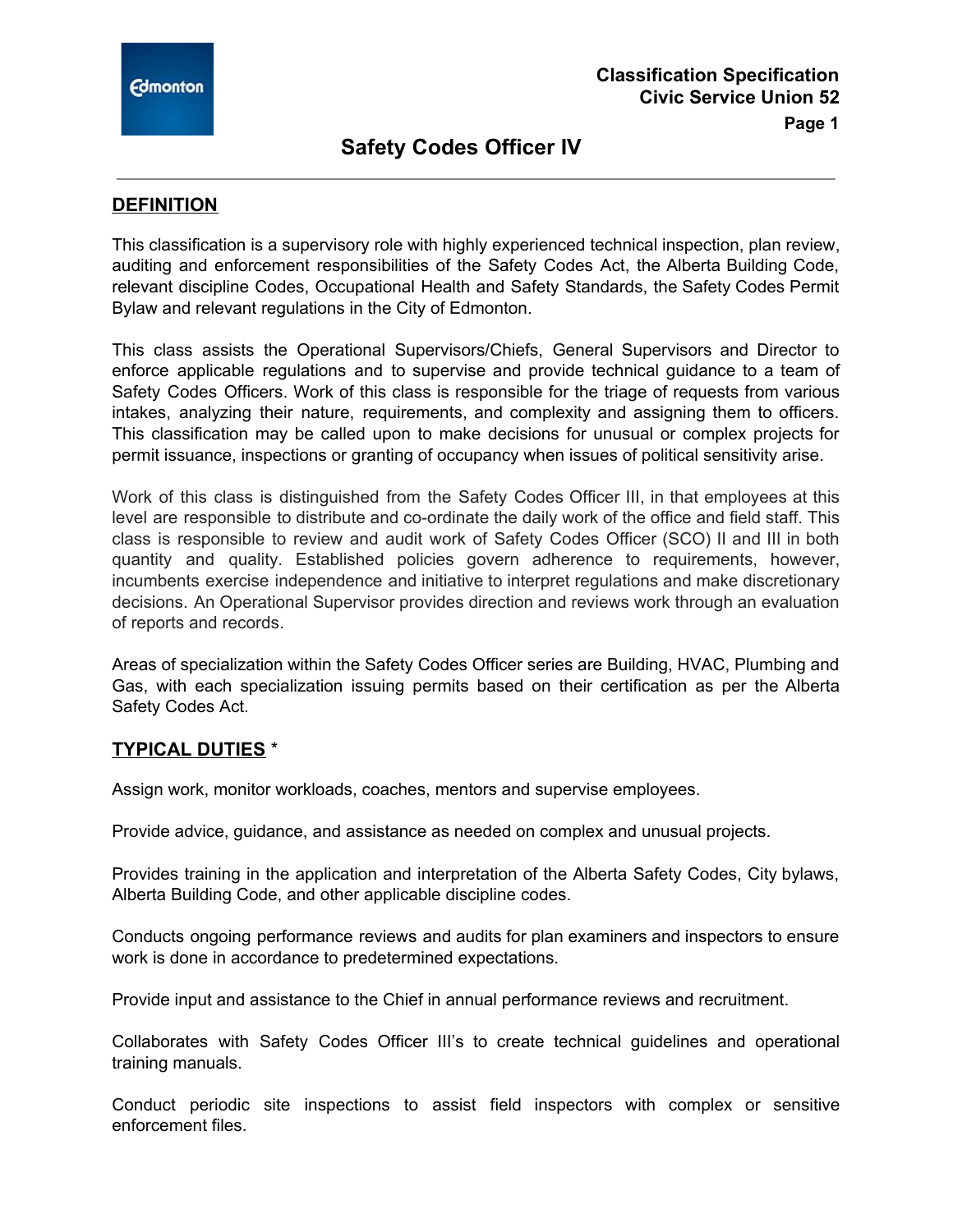Classification Specification
Civic Service Union 52

# Safety Codes Officer IV

## DEFINITION

This classification is a supervisory role with highly experienced technical inspection, plan review, auditing and enforcement responsibilities of the Safety Codes Act, the Alberta Building Code, relevant discipline Codes, Occupational Health and Safety Standards, the Safety Codes Permit Bylaw and relevant regulations in the City of Edmonton.

This class assists the Operational Supervisors/Chiefs, General Supervisors and Director to enforce applicable regulations and to supervise and provide technical guidance to a team of Safety Codes Officers. Work of this class is responsible for the triage of requests from various intakes, analyzing their nature, requirements, and complexity and assigning them to officers. This classification may be called upon to make decisions for unusual or complex projects for permit issuance, inspections or granting of occupancy when issues of political sensitivity arise.

Work of this class is distinguished from the Safety Codes Officer III, in that employees at this level are responsible to distribute and co-ordinate the daily work of the office and field staff. This class is responsible to review and audit work of Safety Codes Officer (SCO) II and III in both quantity and quality. Established policies govern adherence to requirements, however, incumbents exercise independence and initiative to interpret regulations and make discretionary decisions. An Operational Supervisor provides direction and reviews work through an evaluation of reports and records.

Areas of specialization within the Safety Codes Officer series are Building, HVAC, Plumbing and Gas, with each specialization issuing permits based on their certification as per the Alberta Safety Codes Act.

## TYPICAL DUTIES *

Assign work, monitor workloads, coaches, mentors and supervise employees.

Provide advice, guidance, and assistance as needed on complex and unusual projects.

Provides training in the application and interpretation of the Alberta Safety Codes, City bylaws, Alberta Building Code, and other applicable discipline codes.

Conducts ongoing performance reviews and audits for plan examiners and inspectors to ensure work is done in accordance to predetermined expectations.

Provide input and assistance to the Chief in annual performance reviews and recruitment.

Collaborates with Safety Codes Officer III's to create technical guidelines and operational training manuals.

Conduct periodic site inspections to assist field inspectors with complex or sensitive enforcement files.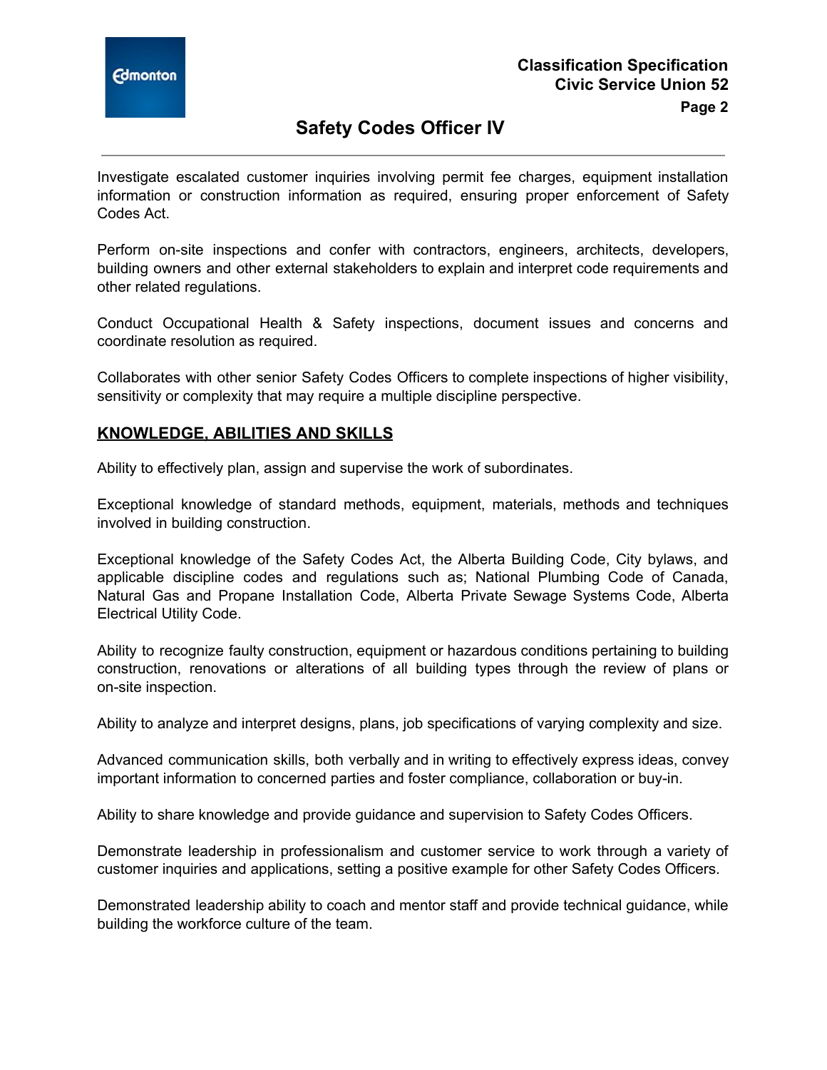Investigate escalated customer inquiries involving permit fee charges, equipment installation information or construction information as required, ensuring proper enforcement of Safety Codes Act.

Perform on-site inspections and confer with contractors, engineers, architects, developers, building owners and other external stakeholders to explain and interpret code requirements and other related regulations.

Conduct Occupational Health & Safety inspections, document issues and concerns and coordinate resolution as required.

Collaborates with other senior Safety Codes Officers to complete inspections of higher visibility, sensitivity or complexity that may require a multiple discipline perspective.

## KNOWLEDGE, ABILITIES AND SKILLS

Ability to effectively plan, assign and supervise the work of subordinates.

Exceptional knowledge of standard methods, equipment, materials, methods and techniques involved in building construction.

Exceptional knowledge of the Safety Codes Act, the Alberta Building Code, City bylaws, and applicable discipline codes and regulations such as; National Plumbing Code of Canada, Natural Gas and Propane Installation Code, Alberta Private Sewage Systems Code, Alberta Electrical Utility Code.

Ability to recognize faulty construction, equipment or hazardous conditions pertaining to building construction, renovations or alterations of all building types through the review of plans or on-site inspection.

Ability to analyze and interpret designs, plans, job specifications of varying complexity and size.

Advanced communication skills, both verbally and in writing to effectively express ideas, convey important information to concerned parties and foster compliance, collaboration or buy-in.

Ability to share knowledge and provide guidance and supervision to Safety Codes Officers.

Demonstrate leadership in professionalism and customer service to work through a variety of customer inquiries and applications, setting a positive example for other Safety Codes Officers.

Demonstrated leadership ability to coach and mentor staff and provide technical guidance, while building the workforce culture of the team.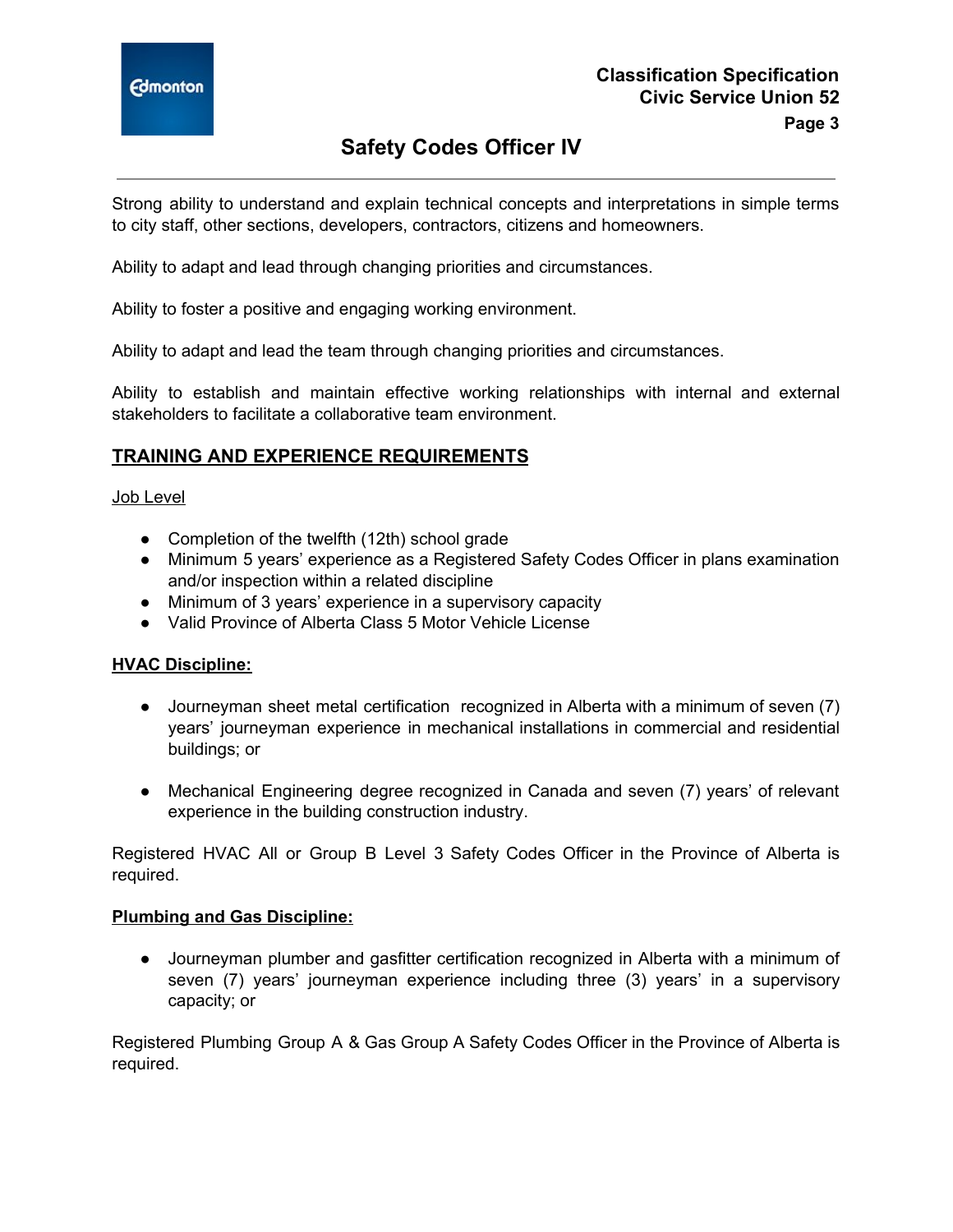Strong ability to understand and explain technical concepts and interpretations in simple terms to city staff, other sections, developers, contractors, citizens and homeowners.

Ability to adapt and lead through changing priorities and circumstances.

Ability to foster a positive and engaging working environment.

Ability to adapt and lead the team through changing priorities and circumstances.

Ability to establish and maintain effective working relationships with internal and external stakeholders to facilitate a collaborative team environment.

## TRAINING AND EXPERIENCE REQUIREMENTS

Job Level

- Completion of the twelfth (12th) school grade
- Minimum 5 years' experience as a Registered Safety Codes Officer in plans examination and/or inspection within a related discipline
- Minimum of 3 years' experience in a supervisory capacity
- Valid Province of Alberta Class 5 Motor Vehicle License

**HVAC Discipline:**

- Journeyman sheet metal certification recognized in Alberta with a minimum of seven (7) years' journeyman experience in mechanical installations in commercial and residential buildings; or

- Mechanical Engineering degree recognized in Canada and seven (7) years' of relevant experience in the building construction industry.

Registered HVAC All or Group B Level 3 Safety Codes Officer in the Province of Alberta is required.

**Plumbing and Gas Discipline:**

- Journeyman plumber and gasfitter certification recognized in Alberta with a minimum of seven (7) years' journeyman experience including three (3) years' in a supervisory capacity; or

Registered Plumbing Group A & Gas Group A Safety Codes Officer in the Province of Alberta is required.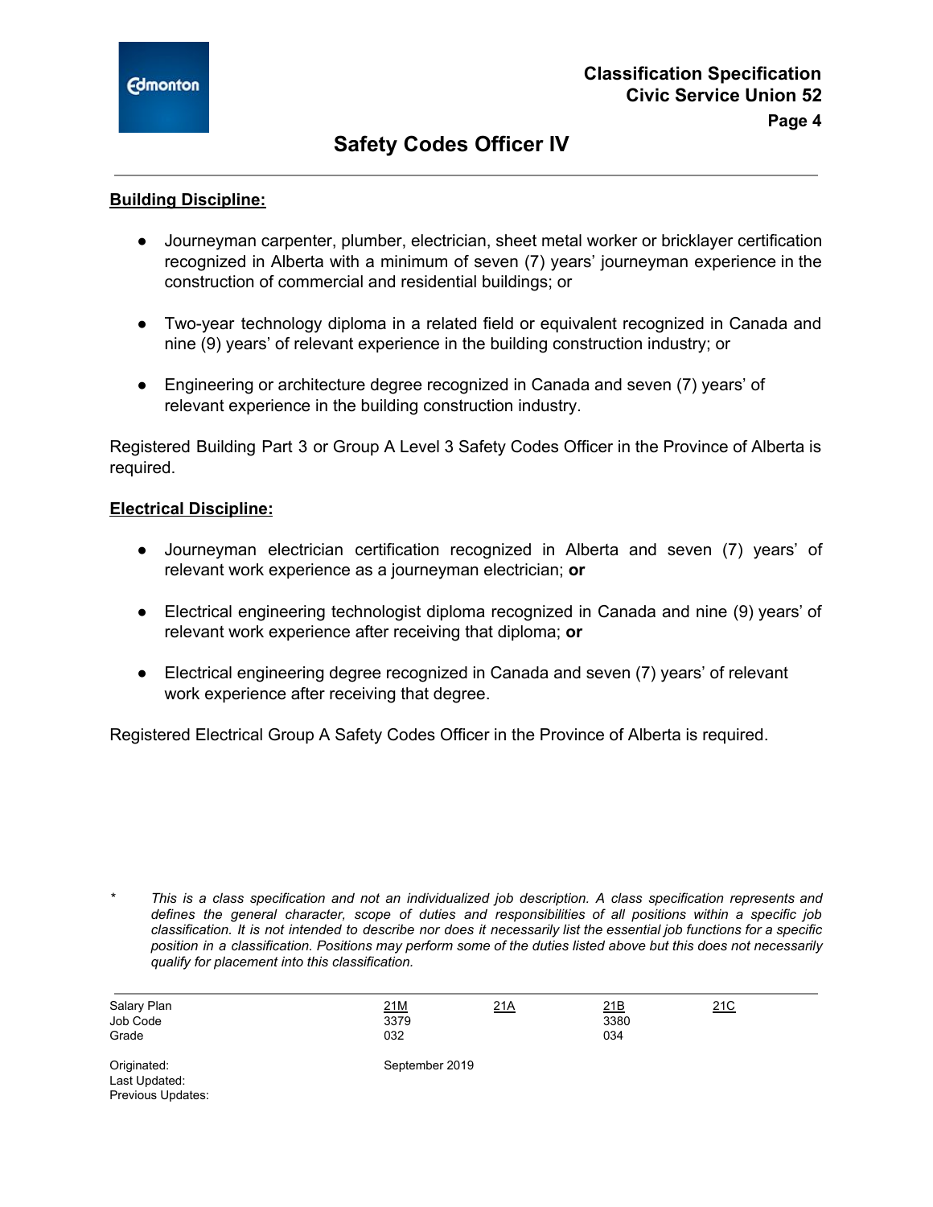**Building Discipline:**

- Journeyman carpenter, plumber, electrician, sheet metal worker or bricklayer certification recognized in Alberta with a minimum of seven (7) years' journeyman experience in the construction of commercial and residential buildings; or

- Two-year technology diploma in a related field or equivalent recognized in Canada and nine (9) years' of relevant experience in the building construction industry; or

- Engineering or architecture degree recognized in Canada and seven (7) years' of relevant experience in the building construction industry.

Registered Building Part 3 or Group A Level 3 Safety Codes Officer in the Province of Alberta is required.

**Electrical Discipline:**

- Journeyman electrician certification recognized in Alberta and seven (7) years' of relevant work experience as a journeyman electrician; **or**

- Electrical engineering technologist diploma recognized in Canada and nine (9) years' of relevant work experience after receiving that diploma; **or**

- Electrical engineering degree recognized in Canada and seven (7) years' of relevant work experience after receiving that degree.

Registered Electrical Group A Safety Codes Officer in the Province of Alberta is required.

\* *This is a class specification and not an individualized job description. A class specification represents and defines the general character, scope of duties and responsibilities of all positions within a specific job classification. It is not intended to describe nor does it necessarily list the essential job functions for a specific position in a classification. Positions may perform some of the duties listed above but this does not necessarily qualify for placement into this classification.*

| Salary Plan | 21M | 21A | 21B | 21C |
|---|---|---|---|---|
| Job Code | 3379 | | 3380 | |
| Grade | 032 | | 034 | |

| | |
|---|---|
| Originated: | September 2019 |
| Last Updated: | |
| Previous Updates: | |